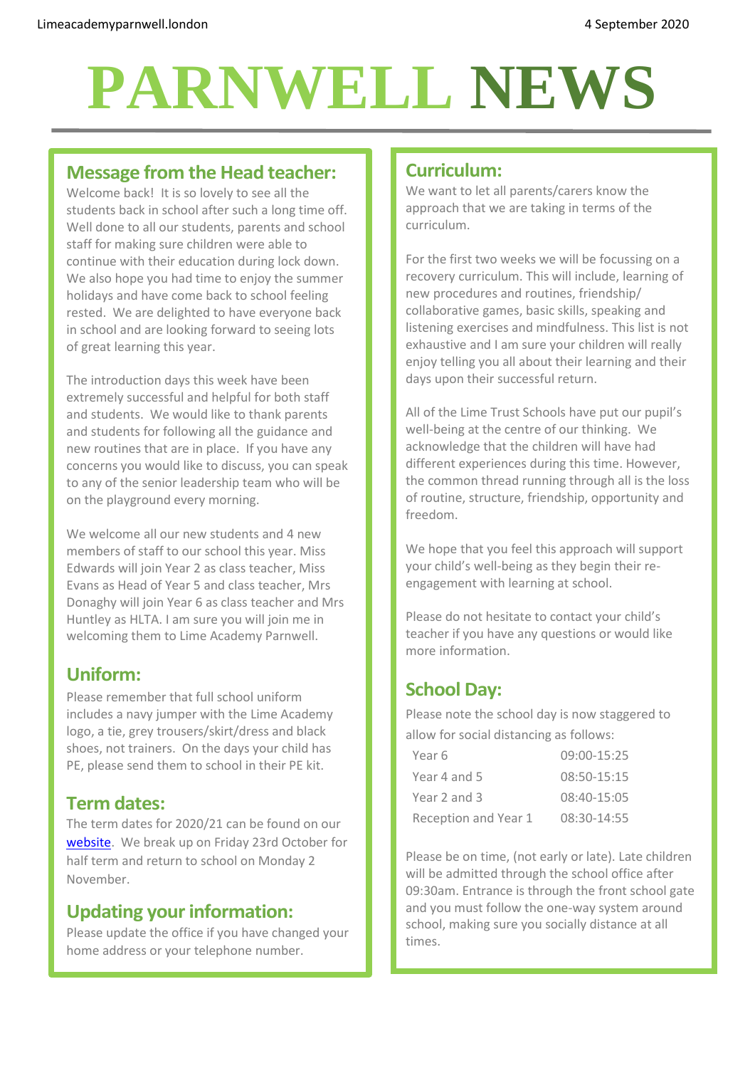# PARNWELL NEWS

## Message from the Head teacher:

Welcome back! It is so lovely to see all the students back in school after such a long time off. Well done to all our students, parents and school staff for making sure children were able to continue with their education during lock down. We also hope you had time to enjoy the summer holidays and have come back to school feeling rested. We are delighted to have everyone back in school and are looking forward to seeing lots of great learning this year.

The introduction days this week have been extremely successful and helpful for both staff and students. We would like to thank parents and students for following all the guidance and new routines that are in place. If you have any concerns you would like to discuss, you can speak to any of the senior leadership team who will be on the playground every morning.

We welcome all our new students and 4 new members of staff to our school this year. Miss Edwards will join Year 2 as class teacher, Miss Evans as Head of Year 5 and class teacher, Mrs Donaghy will join Year 6 as class teacher and Mrs Huntley as HLTA. I am sure you will join me in welcoming them to Lime Academy Parnwell.

## Uniform:

Please remember that full school uniform includes a navy jumper with the Lime Academy logo, a tie, grey trousers/skirt/dress and black shoes, not trainers. On the days your child has PE, please send them to school in their PE kit.

## Term dates:

The term dates for 2020/21 can be found on our website. We break up on Friday 23rd October for half term and return to school on Monday 2 November.

## Updating your information:

Please update the office if you have changed your home address or your telephone number.

## Curriculum:

We want to let all parents/carers know the approach that we are taking in terms of the curriculum.

For the first two weeks we will be focussing on a recovery curriculum. This will include, learning of new procedures and routines, friendship/ collaborative games, basic skills, speaking and listening exercises and mindfulness. This list is not exhaustive and I am sure your children will really enjoy telling you all about their learning and their days upon their successful return.

All of the Lime Trust Schools have put our pupil's well-being at the centre of our thinking. We acknowledge that the children will have had different experiences during this time. However, the common thread running through all is the loss of routine, structure, friendship, opportunity and freedom.

We hope that you feel this approach will support your child's well-being as they begin their re-engagement with learning at school.

Please do not hesitate to contact your child's teacher if you have any questions or would like more information.

## School Day:

Please note the school day is now staggered to allow for social distancing as follows:

| | |
|---|---|
| Year 6 | 09:00-15:25 |
| Year 4 and 5 | 08:50-15:15 |
| Year 2 and 3 | 08:40-15:05 |
| Reception and Year 1 | 08:30-14:55 |

Please be on time, (not early or late). Late children will be admitted through the school office after 09:30am. Entrance is through the front school gate and you must follow the one-way system around school, making sure you socially distance at all times.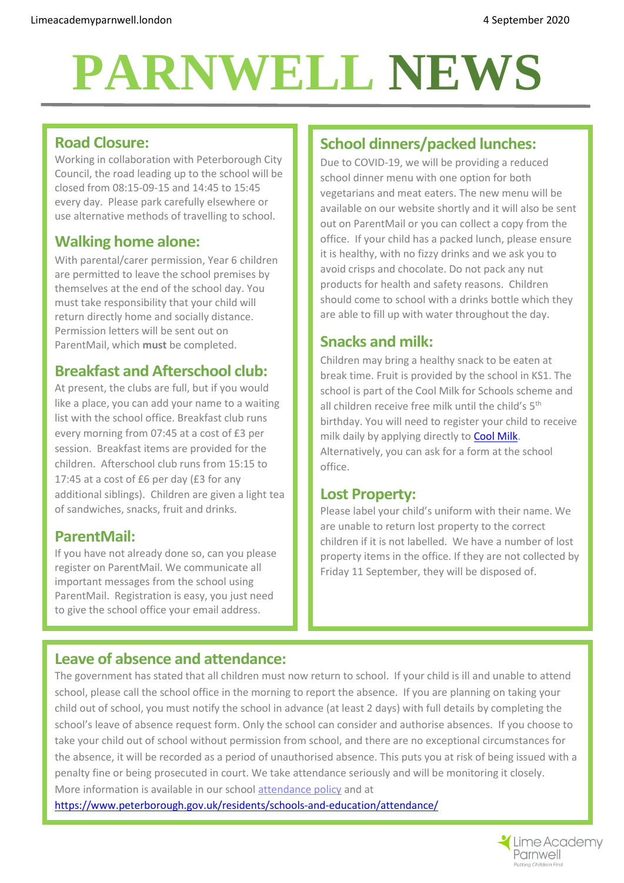# PARNWELL NEWS

## Road Closure:

Working in collaboration with Peterborough City Council, the road leading up to the school will be closed from 08:15-09-15 and 14:45 to 15:45 every day. Please park carefully elsewhere or use alternative methods of travelling to school.

## Walking home alone:

With parental/carer permission, Year 6 children are permitted to leave the school premises by themselves at the end of the school day. You must take responsibility that your child will return directly home and socially distance. Permission letters will be sent out on ParentMail, which **must** be completed.

## Breakfast and Afterschool club:

At present, the clubs are full, but if you would like a place, you can add your name to a waiting list with the school office. Breakfast club runs every morning from 07:45 at a cost of £3 per session. Breakfast items are provided for the children. Afterschool club runs from 15:15 to 17:45 at a cost of £6 per day (£3 for any additional siblings). Children are given a light tea of sandwiches, snacks, fruit and drinks.

## ParentMail:

If you have not already done so, can you please register on ParentMail. We communicate all important messages from the school using ParentMail. Registration is easy, you just need to give the school office your email address.

## School dinners/packed lunches:

Due to COVID-19, we will be providing a reduced school dinner menu with one option for both vegetarians and meat eaters. The new menu will be available on our website shortly and it will also be sent out on ParentMail or you can collect a copy from the office. If your child has a packed lunch, please ensure it is healthy, with no fizzy drinks and we ask you to avoid crisps and chocolate. Do not pack any nut products for health and safety reasons. Children should come to school with a drinks bottle which they are able to fill up with water throughout the day.

## Snacks and milk:

Children may bring a healthy snack to be eaten at break time. Fruit is provided by the school in KS1. The school is part of the Cool Milk for Schools scheme and all children receive free milk until the child's 5th birthday. You will need to register your child to receive milk daily by applying directly to Cool Milk. Alternatively, you can ask for a form at the school office.

## Lost Property:

Please label your child's uniform with their name. We are unable to return lost property to the correct children if it is not labelled. We have a number of lost property items in the office. If they are not collected by Friday 11 September, they will be disposed of.

## Leave of absence and attendance:

The government has stated that all children must now return to school. If your child is ill and unable to attend school, please call the school office in the morning to report the absence. If you are planning on taking your child out of school, you must notify the school in advance (at least 2 days) with full details by completing the school's leave of absence request form. Only the school can consider and authorise absences. If you choose to take your child out of school without permission from school, and there are no exceptional circumstances for the absence, it will be recorded as a period of unauthorised absence. This puts you at risk of being issued with a penalty fine or being prosecuted in court. We take attendance seriously and will be monitoring it closely. More information is available in our school attendance policy and at
https://www.peterborough.gov.uk/residents/schools-and-education/attendance/

Lime Academy Parnwell
Putting Children First